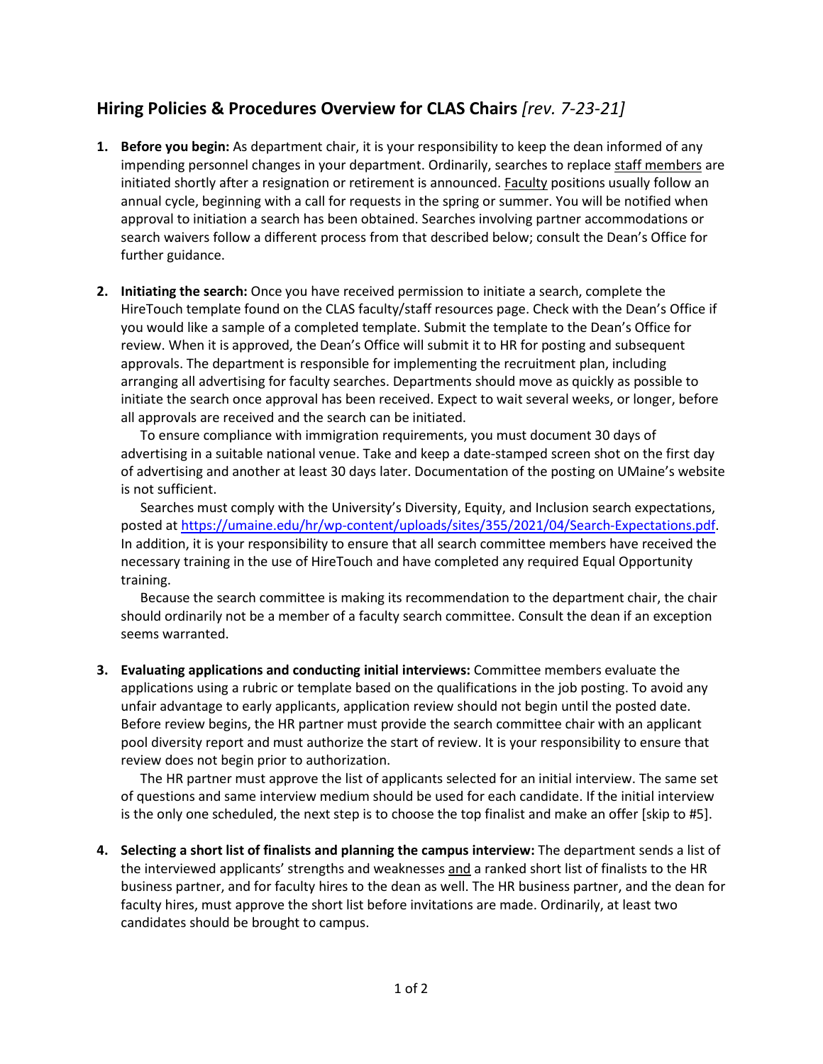## **Hiring Policies & Procedures Overview for CLAS Chairs** *[rev. 7-23-21]*

1. **Before you begin:** As department chair, it is your responsibility to keep the dean informed of any impending personnel changes in your department. Ordinarily, searches to replace <u>staff members</u> are initiated shortly after a resignation or retirement is announced. <u>Faculty</u> positions usually follow an annual cycle, beginning with a call for requests in the spring or summer. You will be notified when approval to initiation a search has been obtained. Searches involving partner accommodations or search waivers follow a different process from that described below; consult the Dean's Office for further guidance.

2. **Initiating the search:** Once you have received permission to initiate a search, complete the HireTouch template found on the CLAS faculty/staff resources page. Check with the Dean's Office if you would like a sample of a completed template. Submit the template to the Dean's Office for review. When it is approved, the Dean's Office will submit it to HR for posting and subsequent approvals. The department is responsible for implementing the recruitment plan, including arranging all advertising for faculty searches. Departments should move as quickly as possible to initiate the search once approval has been received. Expect to wait several weeks, or longer, before all approvals are received and the search can be initiated.

   To ensure compliance with immigration requirements, you must document 30 days of advertising in a suitable national venue. Take and keep a date-stamped screen shot on the first day of advertising and another at least 30 days later. Documentation of the posting on UMaine's website is not sufficient.

   Searches must comply with the University's Diversity, Equity, and Inclusion search expectations, posted at [https://umaine.edu/hr/wp-content/uploads/sites/355/2021/04/Search-Expectations.pdf](https://umaine.edu/hr/wp-content/uploads/sites/355/2021/04/Search-Expectations.pdf). In addition, it is your responsibility to ensure that all search committee members have received the necessary training in the use of HireTouch and have completed any required Equal Opportunity training.

   Because the search committee is making its recommendation to the department chair, the chair should ordinarily not be a member of a faculty search committee. Consult the dean if an exception seems warranted.

3. **Evaluating applications and conducting initial interviews:** Committee members evaluate the applications using a rubric or template based on the qualifications in the job posting. To avoid any unfair advantage to early applicants, application review should not begin until the posted date. Before review begins, the HR partner must provide the search committee chair with an applicant pool diversity report and must authorize the start of review. It is your responsibility to ensure that review does not begin prior to authorization.

   The HR partner must approve the list of applicants selected for an initial interview. The same set of questions and same interview medium should be used for each candidate. If the initial interview is the only one scheduled, the next step is to choose the top finalist and make an offer [skip to #5].

4. **Selecting a short list of finalists and planning the campus interview:** The department sends a list of the interviewed applicants' strengths and weaknesses <u>and</u> a ranked short list of finalists to the HR business partner, and for faculty hires to the dean as well. The HR business partner, and the dean for faculty hires, must approve the short list before invitations are made. Ordinarily, at least two candidates should be brought to campus.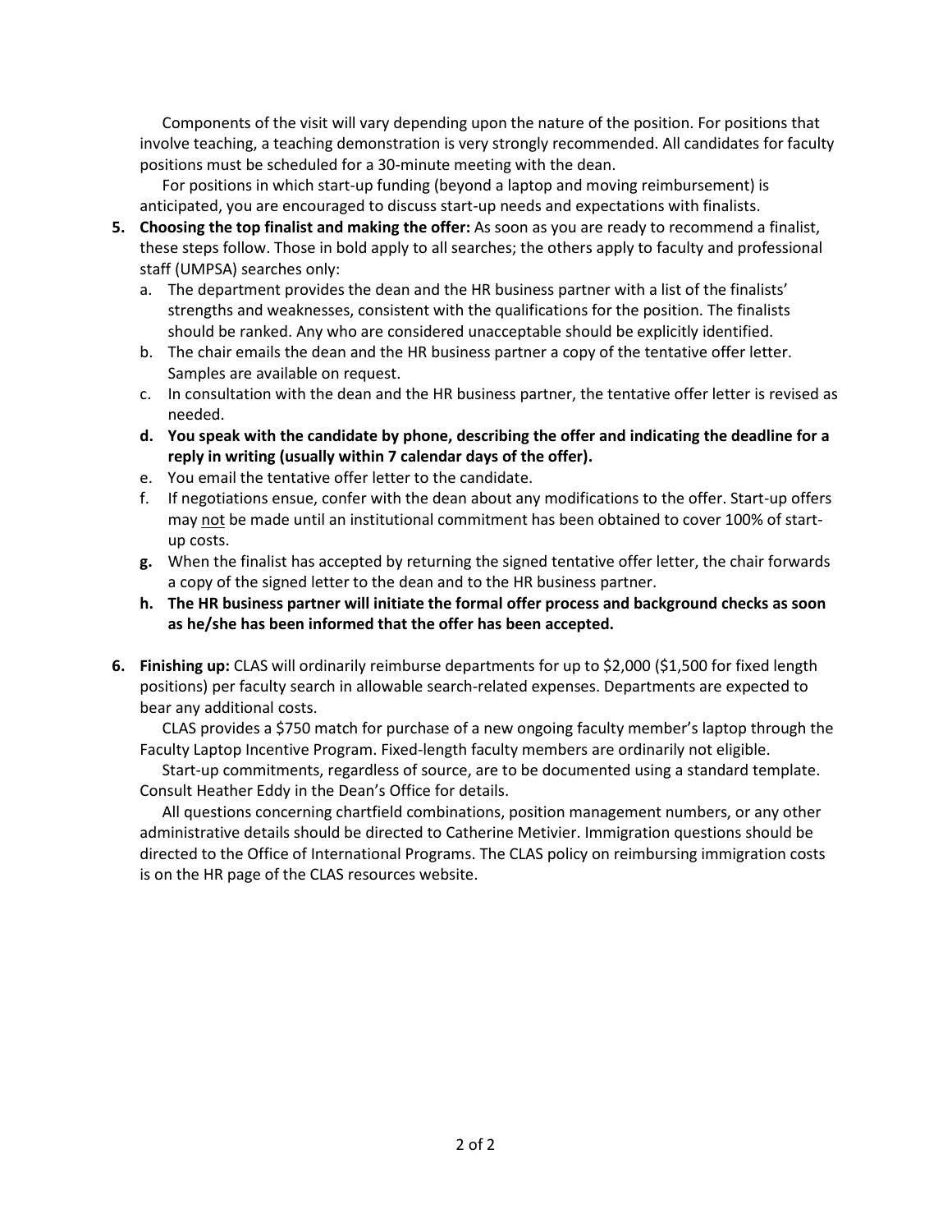Components of the visit will vary depending upon the nature of the position. For positions that involve teaching, a teaching demonstration is very strongly recommended. All candidates for faculty positions must be scheduled for a 30-minute meeting with the dean.

For positions in which start-up funding (beyond a laptop and moving reimbursement) is anticipated, you are encouraged to discuss start-up needs and expectations with finalists.

5. **Choosing the top finalist and making the offer:** As soon as you are ready to recommend a finalist, these steps follow. Those in bold apply to all searches; the others apply to faculty and professional staff (UMPSA) searches only:
   a. The department provides the dean and the HR business partner with a list of the finalists' strengths and weaknesses, consistent with the qualifications for the position. The finalists should be ranked. Any who are considered unacceptable should be explicitly identified.
   b. The chair emails the dean and the HR business partner a copy of the tentative offer letter. Samples are available on request.
   c. In consultation with the dean and the HR business partner, the tentative offer letter is revised as needed.
   d. **You speak with the candidate by phone, describing the offer and indicating the deadline for a reply in writing (usually within 7 calendar days of the offer).**
   e. You email the tentative offer letter to the candidate.
   f. If negotiations ensue, confer with the dean about any modifications to the offer. Start-up offers may <u>not</u> be made until an institutional commitment has been obtained to cover 100% of start-up costs.
   g. When the finalist has accepted by returning the signed tentative offer letter, the chair forwards a copy of the signed letter to the dean and to the HR business partner.
   h. **The HR business partner will initiate the formal offer process and background checks as soon as he/she has been informed that the offer has been accepted.**

6. **Finishing up:** CLAS will ordinarily reimburse departments for up to $2,000 ($1,500 for fixed length positions) per faculty search in allowable search-related expenses. Departments are expected to bear any additional costs.

   CLAS provides a $750 match for purchase of a new ongoing faculty member's laptop through the Faculty Laptop Incentive Program. Fixed-length faculty members are ordinarily not eligible.

   Start-up commitments, regardless of source, are to be documented using a standard template. Consult Heather Eddy in the Dean's Office for details.

   All questions concerning chartfield combinations, position management numbers, or any other administrative details should be directed to Catherine Metivier. Immigration questions should be directed to the Office of International Programs. The CLAS policy on reimbursing immigration costs is on the HR page of the CLAS resources website.